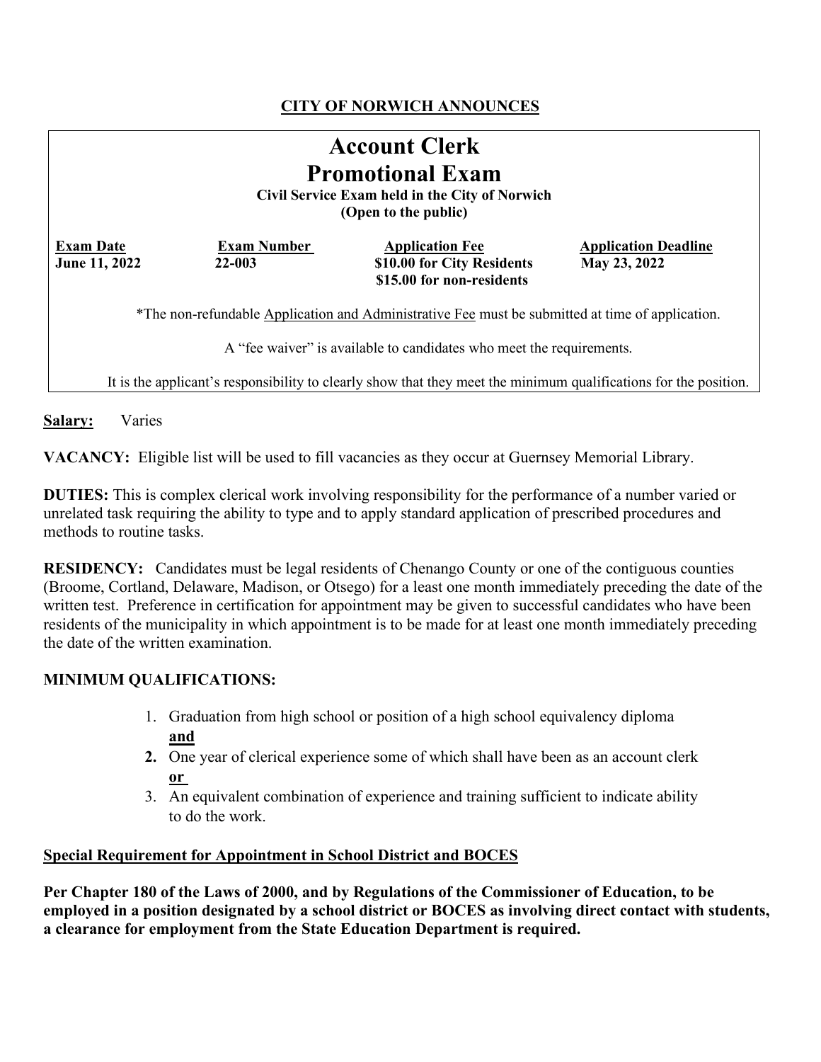**CITY OF NORWICH ANNOUNCES**

# Account Clerk
# Promotional Exam

**Civil Service Exam held in the City of Norwich**
**(Open to the public)**

| Exam Date | Exam Number | Application Fee | Application Deadline |
|---|---|---|---|
| June 11, 2022 | 22-003 | $10.00 for City Residents<br>$15.00 for non-residents | May 23, 2022 |

*The non-refundable Application and Administrative Fee must be submitted at time of application.

A "fee waiver" is available to candidates who meet the requirements.

It is the applicant's responsibility to clearly show that they meet the minimum qualifications for the position.

**Salary:** Varies

**VACANCY:** Eligible list will be used to fill vacancies as they occur at Guernsey Memorial Library.

**DUTIES:** This is complex clerical work involving responsibility for the performance of a number varied or unrelated task requiring the ability to type and to apply standard application of prescribed procedures and methods to routine tasks.

**RESIDENCY:** Candidates must be legal residents of Chenango County or one of the contiguous counties (Broome, Cortland, Delaware, Madison, or Otsego) for a least one month immediately preceding the date of the written test. Preference in certification for appointment may be given to successful candidates who have been residents of the municipality in which appointment is to be made for at least one month immediately preceding the date of the written examination.

**MINIMUM QUALIFICATIONS:**

1. Graduation from high school or position of a high school equivalency diploma
   **and**
2. One year of clerical experience some of which shall have been as an account clerk
   **or**
3. An equivalent combination of experience and training sufficient to indicate ability to do the work.

**Special Requirement for Appointment in School District and BOCES**

**Per Chapter 180 of the Laws of 2000, and by Regulations of the Commissioner of Education, to be employed in a position designated by a school district or BOCES as involving direct contact with students, a clearance for employment from the State Education Department is required.**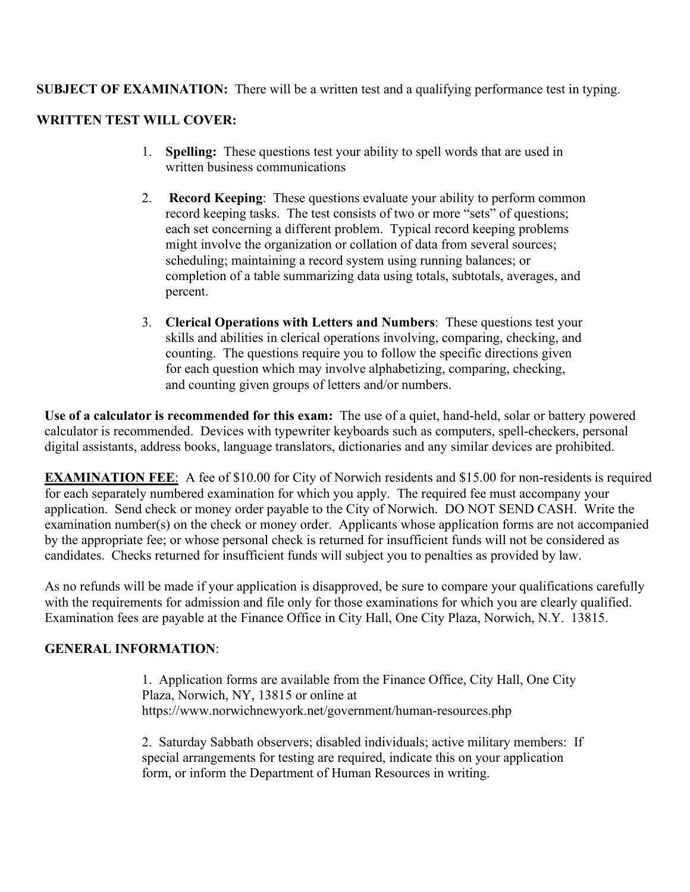**SUBJECT OF EXAMINATION:** There will be a written test and a qualifying performance test in typing.

**WRITTEN TEST WILL COVER:**

1. **Spelling:** These questions test your ability to spell words that are used in written business communications

2. **Record Keeping**: These questions evaluate your ability to perform common record keeping tasks. The test consists of two or more "sets" of questions; each set concerning a different problem. Typical record keeping problems might involve the organization or collation of data from several sources; scheduling; maintaining a record system using running balances; or completion of a table summarizing data using totals, subtotals, averages, and percent.

3. **Clerical Operations with Letters and Numbers**: These questions test your skills and abilities in clerical operations involving, comparing, checking, and counting. The questions require you to follow the specific directions given for each question which may involve alphabetizing, comparing, checking, and counting given groups of letters and/or numbers.

**Use of a calculator is recommended for this exam:** The use of a quiet, hand-held, solar or battery powered calculator is recommended. Devices with typewriter keyboards such as computers, spell-checkers, personal digital assistants, address books, language translators, dictionaries and any similar devices are prohibited.

**EXAMINATION FEE**: A fee of $10.00 for City of Norwich residents and $15.00 for non-residents is required for each separately numbered examination for which you apply. The required fee must accompany your application. Send check or money order payable to the City of Norwich. DO NOT SEND CASH. Write the examination number(s) on the check or money order. Applicants whose application forms are not accompanied by the appropriate fee; or whose personal check is returned for insufficient funds will not be considered as candidates. Checks returned for insufficient funds will subject you to penalties as provided by law.

As no refunds will be made if your application is disapproved, be sure to compare your qualifications carefully with the requirements for admission and file only for those examinations for which you are clearly qualified. Examination fees are payable at the Finance Office in City Hall, One City Plaza, Norwich, N.Y. 13815.

**GENERAL INFORMATION**:

1. Application forms are available from the Finance Office, City Hall, One City Plaza, Norwich, NY, 13815 or online at https://www.norwichnewyork.net/government/human-resources.php

2. Saturday Sabbath observers; disabled individuals; active military members: If special arrangements for testing are required, indicate this on your application form, or inform the Department of Human Resources in writing.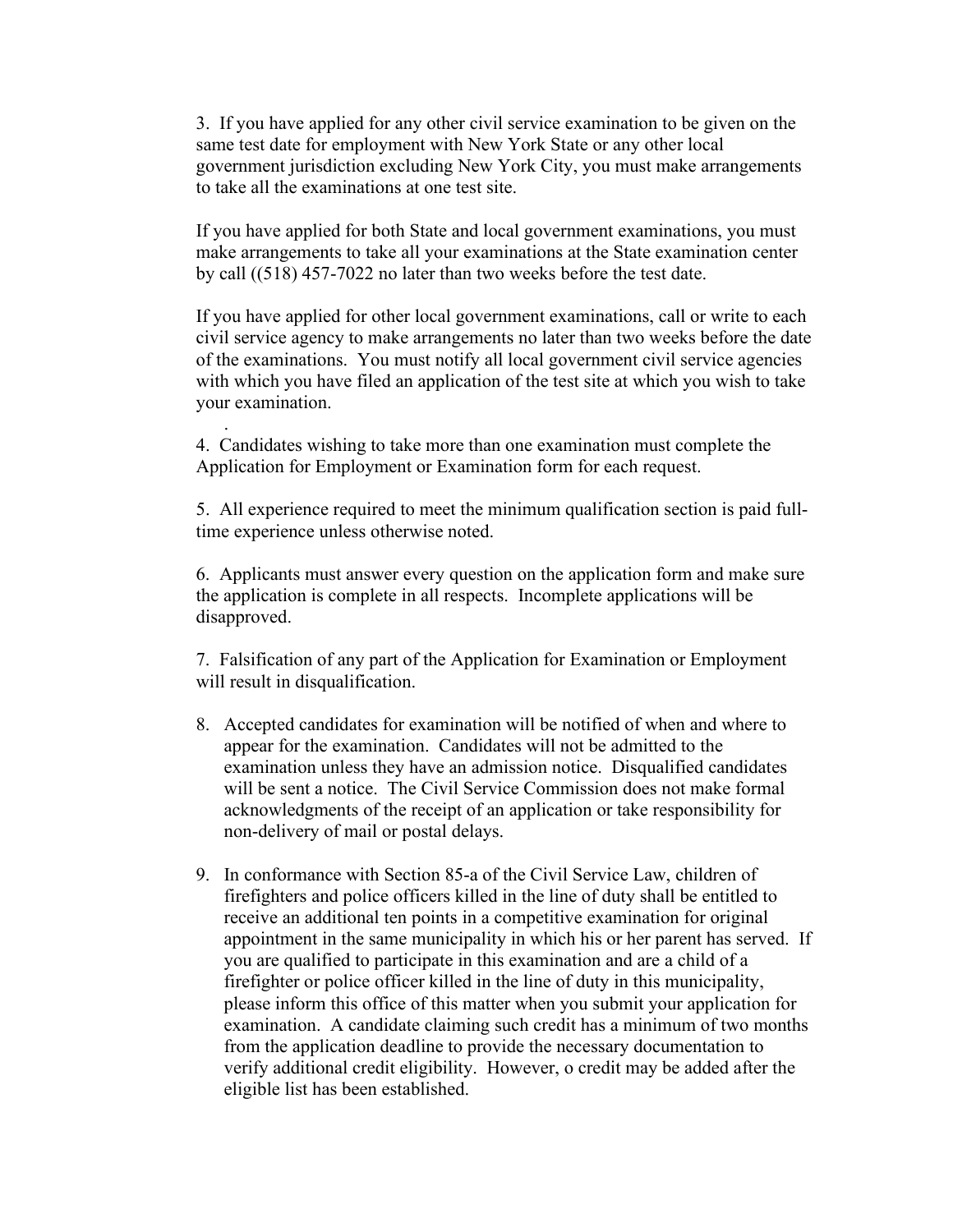3. If you have applied for any other civil service examination to be given on the same test date for employment with New York State or any other local government jurisdiction excluding New York City, you must make arrangements to take all the examinations at one test site.

If you have applied for both State and local government examinations, you must make arrangements to take all your examinations at the State examination center by call ((518) 457-7022 no later than two weeks before the test date.

If you have applied for other local government examinations, call or write to each civil service agency to make arrangements no later than two weeks before the date of the examinations. You must notify all local government civil service agencies with which you have filed an application of the test site at which you wish to take your examination.

.

4. Candidates wishing to take more than one examination must complete the Application for Employment or Examination form for each request.

5. All experience required to meet the minimum qualification section is paid full-time experience unless otherwise noted.

6. Applicants must answer every question on the application form and make sure the application is complete in all respects. Incomplete applications will be disapproved.

7. Falsification of any part of the Application for Examination or Employment will result in disqualification.

8. Accepted candidates for examination will be notified of when and where to appear for the examination. Candidates will not be admitted to the examination unless they have an admission notice. Disqualified candidates will be sent a notice. The Civil Service Commission does not make formal acknowledgments of the receipt of an application or take responsibility for non-delivery of mail or postal delays.

9. In conformance with Section 85-a of the Civil Service Law, children of firefighters and police officers killed in the line of duty shall be entitled to receive an additional ten points in a competitive examination for original appointment in the same municipality in which his or her parent has served. If you are qualified to participate in this examination and are a child of a firefighter or police officer killed in the line of duty in this municipality, please inform this office of this matter when you submit your application for examination. A candidate claiming such credit has a minimum of two months from the application deadline to provide the necessary documentation to verify additional credit eligibility. However, o credit may be added after the eligible list has been established.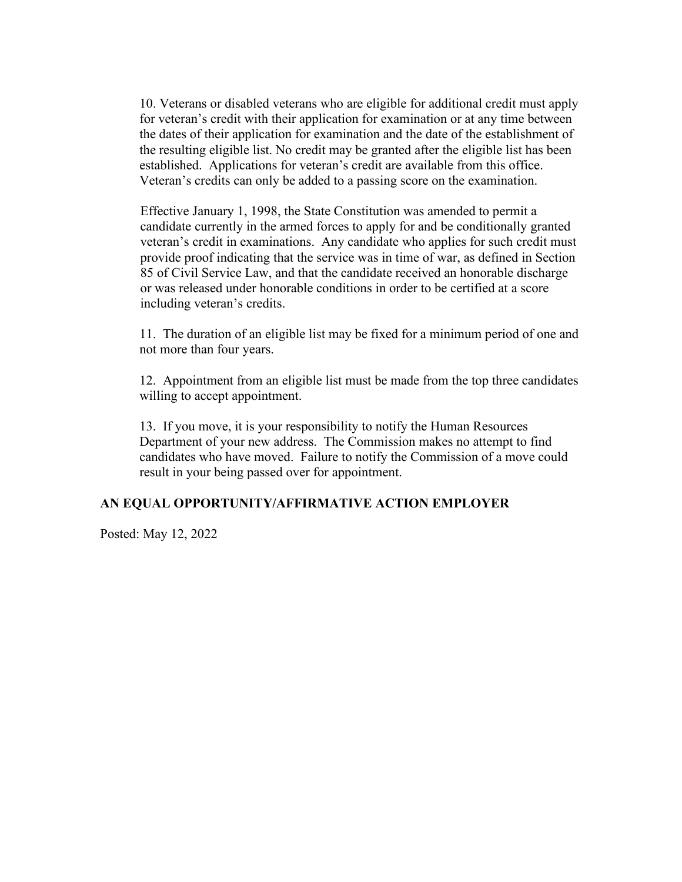10. Veterans or disabled veterans who are eligible for additional credit must apply for veteran's credit with their application for examination or at any time between the dates of their application for examination and the date of the establishment of the resulting eligible list. No credit may be granted after the eligible list has been established. Applications for veteran's credit are available from this office. Veteran's credits can only be added to a passing score on the examination.

Effective January 1, 1998, the State Constitution was amended to permit a candidate currently in the armed forces to apply for and be conditionally granted veteran's credit in examinations. Any candidate who applies for such credit must provide proof indicating that the service was in time of war, as defined in Section 85 of Civil Service Law, and that the candidate received an honorable discharge or was released under honorable conditions in order to be certified at a score including veteran's credits.

11. The duration of an eligible list may be fixed for a minimum period of one and not more than four years.

12. Appointment from an eligible list must be made from the top three candidates willing to accept appointment.

13. If you move, it is your responsibility to notify the Human Resources Department of your new address. The Commission makes no attempt to find candidates who have moved. Failure to notify the Commission of a move could result in your being passed over for appointment.

**AN EQUAL OPPORTUNITY/AFFIRMATIVE ACTION EMPLOYER**

Posted: May 12, 2022